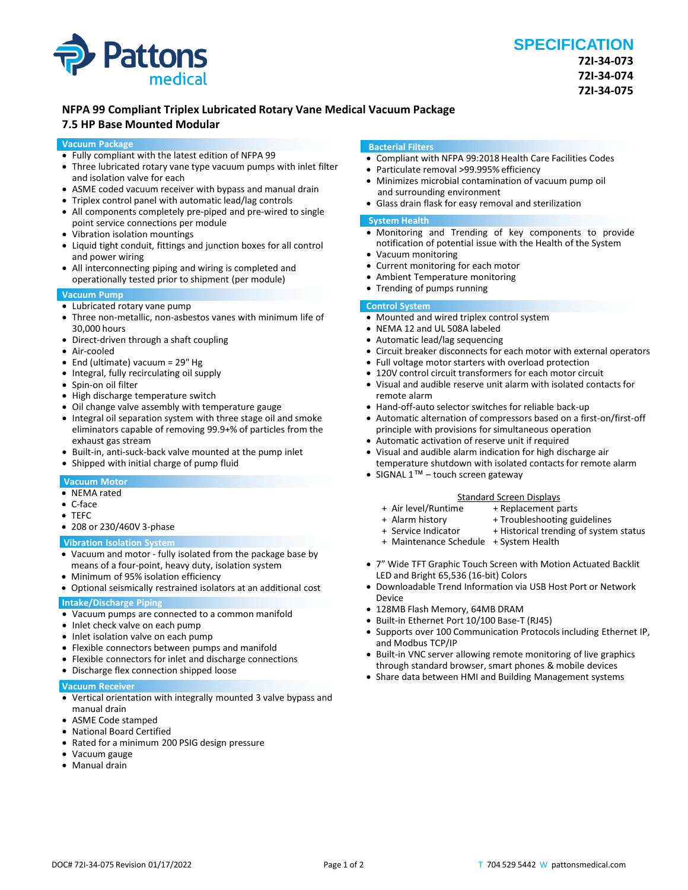# SPECIFICATION

**72I-34-073**
**72I-34-074**
**72I-34-075**

## NFPA 99 Compliant Triplex Lubricated Rotary Vane Medical Vacuum Package
## 7.5 HP Base Mounted Modular

### Vacuum Package

- Fully compliant with the latest edition of NFPA 99
- Three lubricated rotary vane type vacuum pumps with inlet filter and isolation valve for each
- ASME coded vacuum receiver with bypass and manual drain
- Triplex control panel with automatic lead/lag controls
- All components completely pre-piped and pre-wired to single point service connections per module
- Vibration isolation mountings
- Liquid tight conduit, fittings and junction boxes for all control and power wiring
- All interconnecting piping and wiring is completed and operationally tested prior to shipment (per module)

### Vacuum Pump

- Lubricated rotary vane pump
- Three non-metallic, non-asbestos vanes with minimum life of 30,000 hours
- Direct-driven through a shaft coupling
- Air-cooled
- End (ultimate) vacuum = 29" Hg
- Integral, fully recirculating oil supply
- Spin-on oil filter
- High discharge temperature switch
- Oil change valve assembly with temperature gauge
- Integral oil separation system with three stage oil and smoke eliminators capable of removing 99.9+% of particles from the exhaust gas stream
- Built-in, anti-suck-back valve mounted at the pump inlet
- Shipped with initial charge of pump fluid

### Vacuum Motor

- NEMA rated
- C-face
- TEFC
- 208 or 230/460V 3-phase

### Vibration Isolation System

- Vacuum and motor - fully isolated from the package base by means of a four-point, heavy duty, isolation system
- Minimum of 95% isolation efficiency
- Optional seismically restrained isolators at an additional cost

### Intake/Discharge Piping

- Vacuum pumps are connected to a common manifold
- Inlet check valve on each pump
- Inlet isolation valve on each pump
- Flexible connectors between pumps and manifold
- Flexible connectors for inlet and discharge connections
- Discharge flex connection shipped loose

### Vacuum Receiver

- Vertical orientation with integrally mounted 3 valve bypass and manual drain
- ASME Code stamped
- National Board Certified
- Rated for a minimum 200 PSIG design pressure
- Vacuum gauge
- Manual drain

### Bacterial Filters

- Compliant with NFPA 99:2018 Health Care Facilities Codes
- Particulate removal >99.995% efficiency
- Minimizes microbial contamination of vacuum pump oil and surrounding environment
- Glass drain flask for easy removal and sterilization

### System Health

- Monitoring and Trending of key components to provide notification of potential issue with the Health of the System
- Vacuum monitoring
- Current monitoring for each motor
- Ambient Temperature monitoring
- Trending of pumps running

### Control System

- Mounted and wired triplex control system
- NEMA 12 and UL 508A labeled
- Automatic lead/lag sequencing
- Circuit breaker disconnects for each motor with external operators
- Full voltage motor starters with overload protection
- 120V control circuit transformers for each motor circuit
- Visual and audible reserve unit alarm with isolated contacts for remote alarm
- Hand-off-auto selector switches for reliable back-up
- Automatic alternation of compressors based on a first-on/first-off principle with provisions for simultaneous operation
- Automatic activation of reserve unit if required
- Visual and audible alarm indication for high discharge air temperature shutdown with isolated contacts for remote alarm
- SIGNAL 1™ – touch screen gateway

<u>Standard Screen Displays</u>

- + Air level/Runtime
- + Alarm history
- + Service Indicator
- + Maintenance Schedule
- + Replacement parts
- + Troubleshooting guidelines
- + Historical trending of system status
- + System Health

- 7" Wide TFT Graphic Touch Screen with Motion Actuated Backlit LED and Bright 65,536 (16-bit) Colors
- Downloadable Trend Information via USB Host Port or Network Device
- 128MB Flash Memory, 64MB DRAM
- Built-in Ethernet Port 10/100 Base-T (RJ45)
- Supports over 100 Communication Protocols including Ethernet IP, and Modbus TCP/IP
- Built-in VNC server allowing remote monitoring of live graphics through standard browser, smart phones & mobile devices
- Share data between HMI and Building Management systems

DOC# 72I-34-075 Revision 01/17/2022

T 704 529 5442 W pattonsmedical.com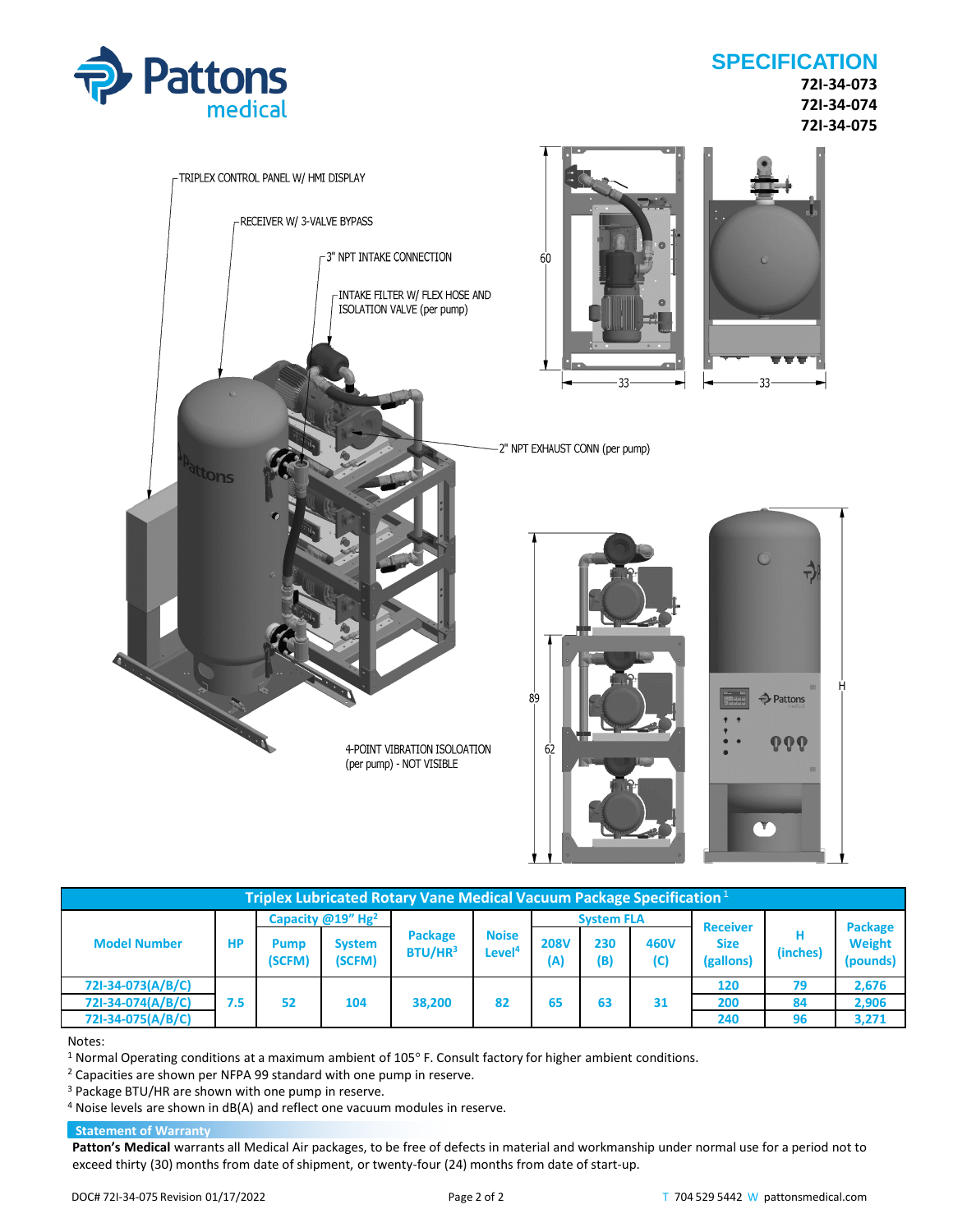**SPECIFICATION**
**72I-34-073**
**72I-34-074**
**72I-34-075**

TRIPLEX CONTROL PANEL W/ HMI DISPLAY

RECEIVER W/ 3-VALVE BYPASS

3" NPT INTAKE CONNECTION

INTAKE FILTER W/ FLEX HOSE AND ISOLATION VALVE (per pump)

2" NPT EXHAUST CONN (per pump)

4-POINT VIBRATION ISOLOATION (per pump) - NOT VISIBLE

60

33

33

89

62

H

| Triplex Lubricated Rotary Vane Medical Vacuum Package Specification [1] | | | | | | | | | | | |
|---|---|---|---|---|---|---|---|---|---|---|---|
| Model Number | HP | Capacity @19" Hg [2] | | Package BTU/HR [3] | Noise Level [4] | System FLA | | | Receiver Size (gallons) | H (inches) | Package Weight (pounds) |
| | | Pump (SCFM) | System (SCFM) | | | 208V (A) | 230 (B) | 460V (C) | | | |
| 72I-34-073(A/B/C) | 7.5 | 52 | 104 | 38,200 | 82 | 65 | 63 | 31 | 120 | 79 | 2,676 |
| 72I-34-074(A/B/C) | | | | | | | | | 200 | 84 | 2,906 |
| 72I-34-075(A/B/C) | | | | | | | | | 240 | 96 | 3,271 |

Notes:

[1] Normal Operating conditions at a maximum ambient of 105° F. Consult factory for higher ambient conditions.

[2] Capacities are shown per NFPA 99 standard with one pump in reserve.

[3] Package BTU/HR are shown with one pump in reserve.

[4] Noise levels are shown in dB(A) and reflect one vacuum modules in reserve.

**Statement of Warranty**

**Patton's Medical** warrants all Medical Air packages, to be free of defects in material and workmanship under normal use for a period not to exceed thirty (30) months from date of shipment, or twenty-four (24) months from date of start-up.

DOC# 72I-34-075 Revision 01/17/2022

T 704 529 5442 W pattonsmedical.com